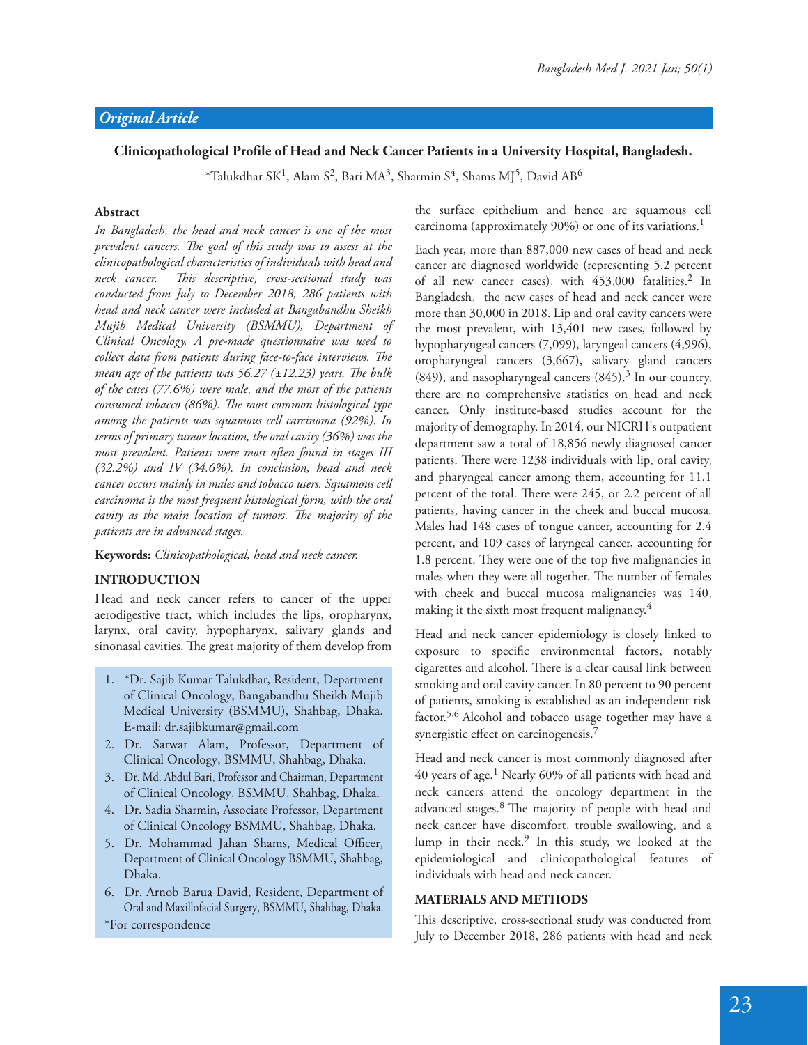*Original Article*

## Clinicopathological Profile of Head and Neck Cancer Patients in a University Hospital, Bangladesh.

*Talukdhar SK[1], Alam S[2], Bari MA[3], Sharmin S[4], Shams MJ[5], David AB[6]

### Abstract

*In Bangladesh, the head and neck cancer is one of the most prevalent cancers. The goal of this study was to assess at the clinicopathological characteristics of individuals with head and neck cancer. This descriptive, cross-sectional study was conducted from July to December 2018, 286 patients with head and neck cancer were included at Bangabandhu Sheikh Mujib Medical University (BSMMU), Department of Clinical Oncology. A pre-made questionnaire was used to collect data from patients during face-to-face interviews. The mean age of the patients was 56.27 (±12.23) years. The bulk of the cases (77.6%) were male, and the most of the patients consumed tobacco (86%). The most common histological type among the patients was squamous cell carcinoma (92%). In terms of primary tumor location, the oral cavity (36%) was the most prevalent. Patients were most often found in stages III (32.2%) and IV (34.6%). In conclusion, head and neck cancer occurs mainly in males and tobacco users. Squamous cell carcinoma is the most frequent histological form, with the oral cavity as the main location of tumors. The majority of the patients are in advanced stages.*

**Keywords:** *Clinicopathological, head and neck cancer.*

### INTRODUCTION

Head and neck cancer refers to cancer of the upper aerodigestive tract, which includes the lips, oropharynx, larynx, oral cavity, hypopharynx, salivary glands and sinonasal cavities. The great majority of them develop from the surface epithelium and hence are squamous cell carcinoma (approximately 90%) or one of its variations.[1]

Each year, more than 887,000 new cases of head and neck cancer are diagnosed worldwide (representing 5.2 percent of all new cancer cases), with 453,000 fatalities.[2] In Bangladesh, the new cases of head and neck cancer were more than 30,000 in 2018. Lip and oral cavity cancers were the most prevalent, with 13,401 new cases, followed by hypopharyngeal cancers (7,099), laryngeal cancers (4,996), oropharyngeal cancers (3,667), salivary gland cancers (849), and nasopharyngeal cancers (845).[3] In our country, there are no comprehensive statistics on head and neck cancer. Only institute-based studies account for the majority of demography. In 2014, our NICRH's outpatient department saw a total of 18,856 newly diagnosed cancer patients. There were 1238 individuals with lip, oral cavity, and pharyngeal cancer among them, accounting for 11.1 percent of the total. There were 245, or 2.2 percent of all patients, having cancer in the cheek and buccal mucosa. Males had 148 cases of tongue cancer, accounting for 2.4 percent, and 109 cases of laryngeal cancer, accounting for 1.8 percent. They were one of the top five malignancies in males when they were all together. The number of females with cheek and buccal mucosa malignancies was 140, making it the sixth most frequent malignancy.[4]

Head and neck cancer epidemiology is closely linked to exposure to specific environmental factors, notably cigarettes and alcohol. There is a clear causal link between smoking and oral cavity cancer. In 80 percent to 90 percent of patients, smoking is established as an independent risk factor.[5,6] Alcohol and tobacco usage together may have a synergistic effect on carcinogenesis.[7]

Head and neck cancer is most commonly diagnosed after 40 years of age.[1] Nearly 60% of all patients with head and neck cancers attend the oncology department in the advanced stages.[8] The majority of people with head and neck cancer have discomfort, trouble swallowing, and a lump in their neck.[9] In this study, we looked at the epidemiological and clinicopathological features of individuals with head and neck cancer.

### MATERIALS AND METHODS

This descriptive, cross-sectional study was conducted from July to December 2018, 286 patients with head and neck

---

1. *Dr. Sajib Kumar Talukdhar, Resident, Department of Clinical Oncology, Bangabandhu Sheikh Mujib Medical University (BSMMU), Shahbag, Dhaka. E-mail: dr.sajibkumar@gmail.com
2. Dr. Sarwar Alam, Professor, Department of Clinical Oncology, BSMMU, Shahbag, Dhaka.
3. Dr. Md. Abdul Bari, Professor and Chairman, Department of Clinical Oncology, BSMMU, Shahbag, Dhaka.
4. Dr. Sadia Sharmin, Associate Professor, Department of Clinical Oncology BSMMU, Shahbag, Dhaka.
5. Dr. Mohammad Jahan Shams, Medical Officer, Department of Clinical Oncology BSMMU, Shahbag, Dhaka.
6. Dr. Arnob Barua David, Resident, Department of Oral and Maxillofacial Surgery, BSMMU, Shahbag, Dhaka.

*For correspondence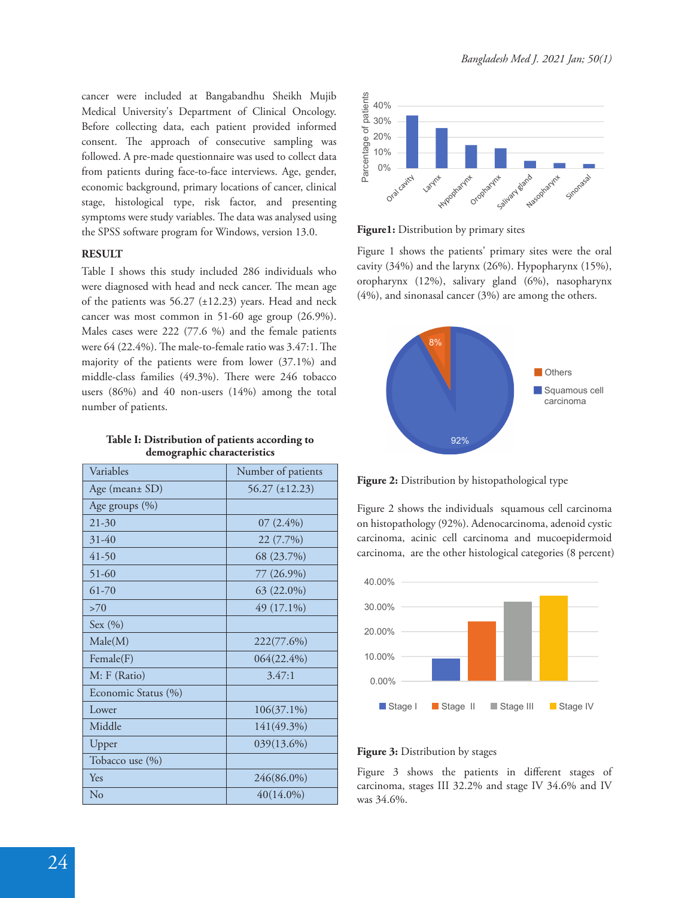cancer were included at Bangabandhu Sheikh Mujib Medical University's Department of Clinical Oncology. Before collecting data, each patient provided informed consent. The approach of consecutive sampling was followed. A pre-made questionnaire was used to collect data from patients during face-to-face interviews. Age, gender, economic background, primary locations of cancer, clinical stage, histological type, risk factor, and presenting symptoms were study variables. The data was analysed using the SPSS software program for Windows, version 13.0.

## RESULT

Table I shows this study included 286 individuals who were diagnosed with head and neck cancer. The mean age of the patients was 56.27 (±12.23) years. Head and neck cancer was most common in 51-60 age group (26.9%). Males cases were 222 (77.6 %) and the female patients were 64 (22.4%). The male-to-female ratio was 3.47:1. The majority of the patients were from lower (37.1%) and middle-class families (49.3%). There were 246 tobacco users (86%) and 40 non-users (14%) among the total number of patients.

**Table I: Distribution of patients according to demographic characteristics**

| Variables | Number of patients |
|---|---|
| Age (mean± SD) | 56.27 (±12.23) |
| Age groups (%) | |
| 21-30 | 07 (2.4%) |
| 31-40 | 22 (7.7%) |
| 41-50 | 68 (23.7%) |
| 51-60 | 77 (26.9%) |
| 61-70 | 63 (22.0%) |
| >70 | 49 (17.1%) |
| Sex (%) | |
| Male(M) | 222(77.6%) |
| Female(F) | 064(22.4%) |
| M: F (Ratio) | 3.47:1 |
| Economic Status (%) | |
| Lower | 106(37.1%) |
| Middle | 141(49.3%) |
| Upper | 039(13.6%) |
| Tobacco use (%) | |
| Yes | 246(86.0%) |
| No | 40(14.0%) |

**Figure1:** Distribution by primary sites

Figure 1 shows the patients' primary sites were the oral cavity (34%) and the larynx (26%). Hypopharynx (15%), oropharynx (12%), salivary gland (6%), nasopharynx (4%), and sinonasal cancer (3%) are among the others.

**Figure 2:** Distribution by histopathological type

Figure 2 shows the individuals squamous cell carcinoma on histopathology (92%). Adenocarcinoma, adenoid cystic carcinoma, acinic cell carcinoma and mucoepidermoid carcinoma, are the other histological categories (8 percent)

**Figure 3:** Distribution by stages

Figure 3 shows the patients in different stages of carcinoma, stages III 32.2% and stage IV 34.6% and IV was 34.6%.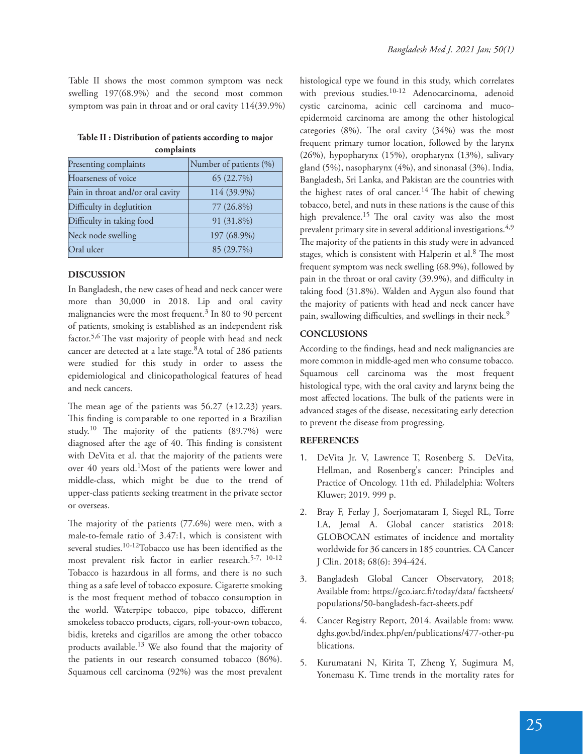Table II shows the most common symptom was neck swelling 197(68.9%) and the second most common symptom was pain in throat and or oral cavity 114(39.9%)

**Table II : Distribution of patients according to major complaints**

| Presenting complaints | Number of patients (%) |
|---|---|
| Hoarseness of voice | 65 (22.7%) |
| Pain in throat and/or oral cavity | 114 (39.9%) |
| Difficulty in deglutition | 77 (26.8%) |
| Difficulty in taking food | 91 (31.8%) |
| Neck node swelling | 197 (68.9%) |
| Oral ulcer | 85 (29.7%) |

## DISCUSSION

In Bangladesh, the new cases of head and neck cancer were more than 30,000 in 2018. Lip and oral cavity malignancies were the most frequent.[3] In 80 to 90 percent of patients, smoking is established as an independent risk factor.[5,6] The vast majority of people with head and neck cancer are detected at a late stage.[8] A total of 286 patients were studied for this study in order to assess the epidemiological and clinicopathological features of head and neck cancers.

The mean age of the patients was 56.27 (±12.23) years. This finding is comparable to one reported in a Brazilian study.[10] The majority of the patients (89.7%) were diagnosed after the age of 40. This finding is consistent with DeVita et al. that the majority of the patients were over 40 years old.[1] Most of the patients were lower and middle-class, which might be due to the trend of upper-class patients seeking treatment in the private sector or overseas.

The majority of the patients (77.6%) were men, with a male-to-female ratio of 3.47:1, which is consistent with several studies.[10-12] Tobacco use has been identified as the most prevalent risk factor in earlier research.[5-7, 10-12] Tobacco is hazardous in all forms, and there is no such thing as a safe level of tobacco exposure. Cigarette smoking is the most frequent method of tobacco consumption in the world. Waterpipe tobacco, pipe tobacco, different smokeless tobacco products, cigars, roll-your-own tobacco, bidis, kreteks and cigarillos are among the other tobacco products available.[13] We also found that the majority of the patients in our research consumed tobacco (86%). Squamous cell carcinoma (92%) was the most prevalent histological type we found in this study, which correlates with previous studies.[10-12] Adenocarcinoma, adenoid cystic carcinoma, acinic cell carcinoma and muco-epidermoid carcinoma are among the other histological categories (8%). The oral cavity (34%) was the most frequent primary tumor location, followed by the larynx (26%), hypopharynx (15%), oropharynx (13%), salivary gland (5%), nasopharynx (4%), and sinonasal (3%). India, Bangladesh, Sri Lanka, and Pakistan are the countries with the highest rates of oral cancer.[14] The habit of chewing tobacco, betel, and nuts in these nations is the cause of this high prevalence.[15] The oral cavity was also the most prevalent primary site in several additional investigations.[4,9] The majority of the patients in this study were in advanced stages, which is consistent with Halperin et al.[8] The most frequent symptom was neck swelling (68.9%), followed by pain in the throat or oral cavity (39.9%), and difficulty in taking food (31.8%). Walden and Aygun also found that the majority of patients with head and neck cancer have pain, swallowing difficulties, and swellings in their neck.[9]

## CONCLUSIONS

According to the findings, head and neck malignancies are more common in middle-aged men who consume tobacco. Squamous cell carcinoma was the most frequent histological type, with the oral cavity and larynx being the most affected locations. The bulk of the patients were in advanced stages of the disease, necessitating early detection to prevent the disease from progressing.

## REFERENCES

1. DeVita Jr. V, Lawrence T, Rosenberg S. DeVita, Hellman, and Rosenberg's cancer: Principles and Practice of Oncology. 11th ed. Philadelphia: Wolters Kluwer; 2019. 999 p.
2. Bray F, Ferlay J, Soerjomataram I, Siegel RL, Torre LA, Jemal A. Global cancer statistics 2018: GLOBOCAN estimates of incidence and mortality worldwide for 36 cancers in 185 countries. CA Cancer J Clin. 2018; 68(6): 394-424.
3. Bangladesh Global Cancer Observatory, 2018; Available from: https://gco.iarc.fr/today/data/ factsheets/ populations/50-bangladesh-fact-sheets.pdf
4. Cancer Registry Report, 2014. Available from: www.dghs.gov.bd/index.php/en/publications/477-other-publications.
5. Kurumatani N, Kirita T, Zheng Y, Sugimura M, Yonemasu K. Time trends in the mortality rates for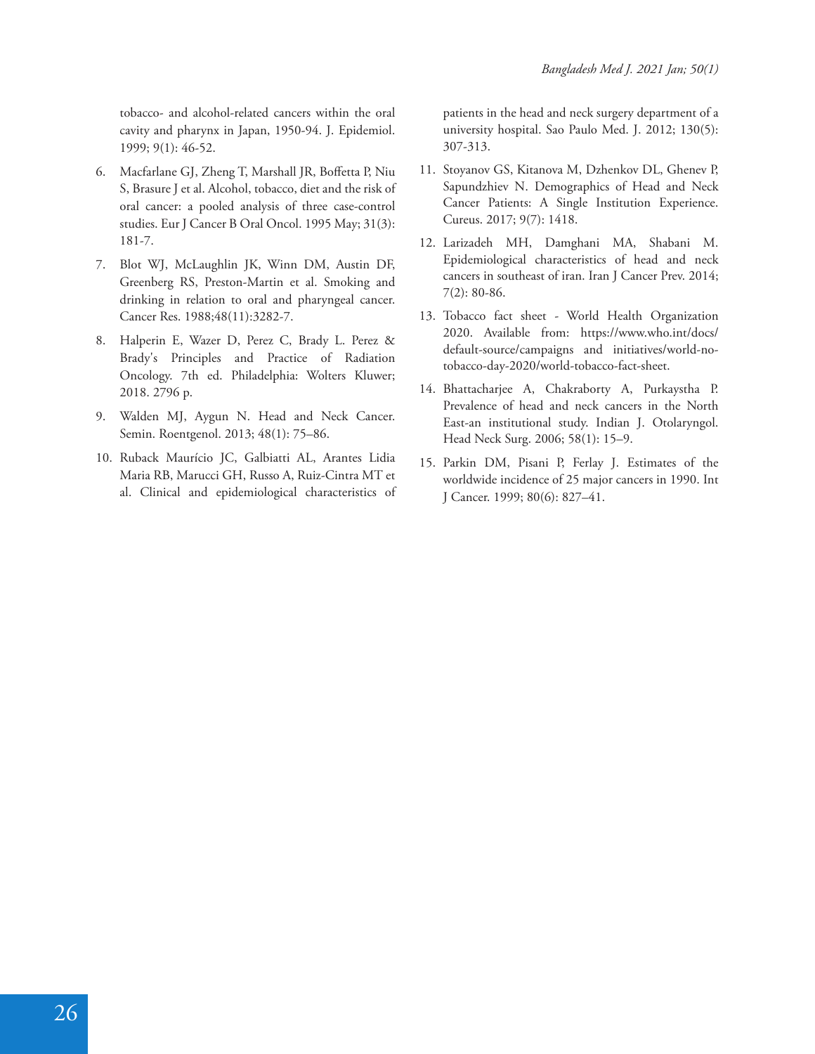tobacco- and alcohol-related cancers within the oral cavity and pharynx in Japan, 1950-94. J. Epidemiol. 1999; 9(1): 46-52.

6. Macfarlane GJ, Zheng T, Marshall JR, Boffetta P, Niu S, Brasure J et al. Alcohol, tobacco, diet and the risk of oral cancer: a pooled analysis of three case-control studies. Eur J Cancer B Oral Oncol. 1995 May; 31(3): 181-7.
7. Blot WJ, McLaughlin JK, Winn DM, Austin DF, Greenberg RS, Preston-Martin et al. Smoking and drinking in relation to oral and pharyngeal cancer. Cancer Res. 1988;48(11):3282-7.
8. Halperin E, Wazer D, Perez C, Brady L. Perez & Brady's Principles and Practice of Radiation Oncology. 7th ed. Philadelphia: Wolters Kluwer; 2018. 2796 p.
9. Walden MJ, Aygun N. Head and Neck Cancer. Semin. Roentgenol. 2013; 48(1): 75–86.
10. Ruback Maurício JC, Galbiatti AL, Arantes Lidia Maria RB, Marucci GH, Russo A, Ruiz-Cintra MT et al. Clinical and epidemiological characteristics of patients in the head and neck surgery department of a university hospital. Sao Paulo Med. J. 2012; 130(5): 307-313.
11. Stoyanov GS, Kitanova M, Dzhenkov DL, Ghenev P, Sapundzhiev N. Demographics of Head and Neck Cancer Patients: A Single Institution Experience. Cureus. 2017; 9(7): 1418.
12. Larizadeh MH, Damghani MA, Shabani M. Epidemiological characteristics of head and neck cancers in southeast of iran. Iran J Cancer Prev. 2014; 7(2): 80-86.
13. Tobacco fact sheet - World Health Organization 2020. Available from: https://www.who.int/docs/default-source/campaigns and initiatives/world-no-tobacco-day-2020/world-tobacco-fact-sheet.
14. Bhattacharjee A, Chakraborty A, Purkaystha P. Prevalence of head and neck cancers in the North East-an institutional study. Indian J. Otolaryngol. Head Neck Surg. 2006; 58(1): 15–9.
15. Parkin DM, Pisani P, Ferlay J. Estimates of the worldwide incidence of 25 major cancers in 1990. Int J Cancer. 1999; 80(6): 827–41.